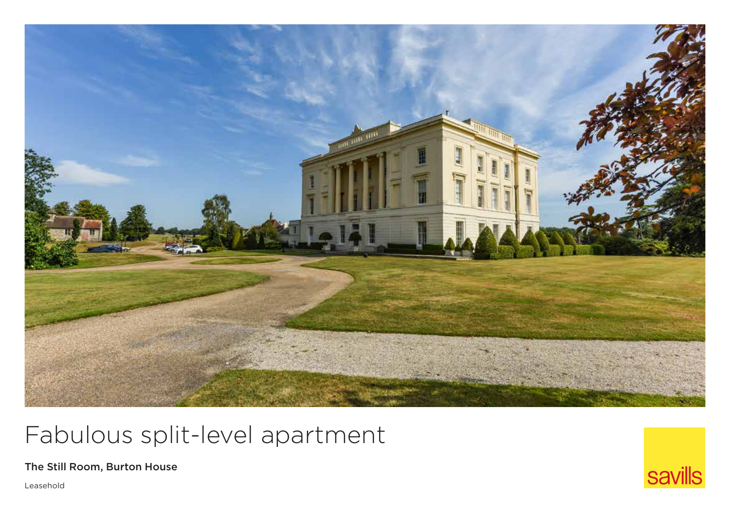# Fabulous split-level apartment

**The Still Room, Burton House**

Leasehold

savills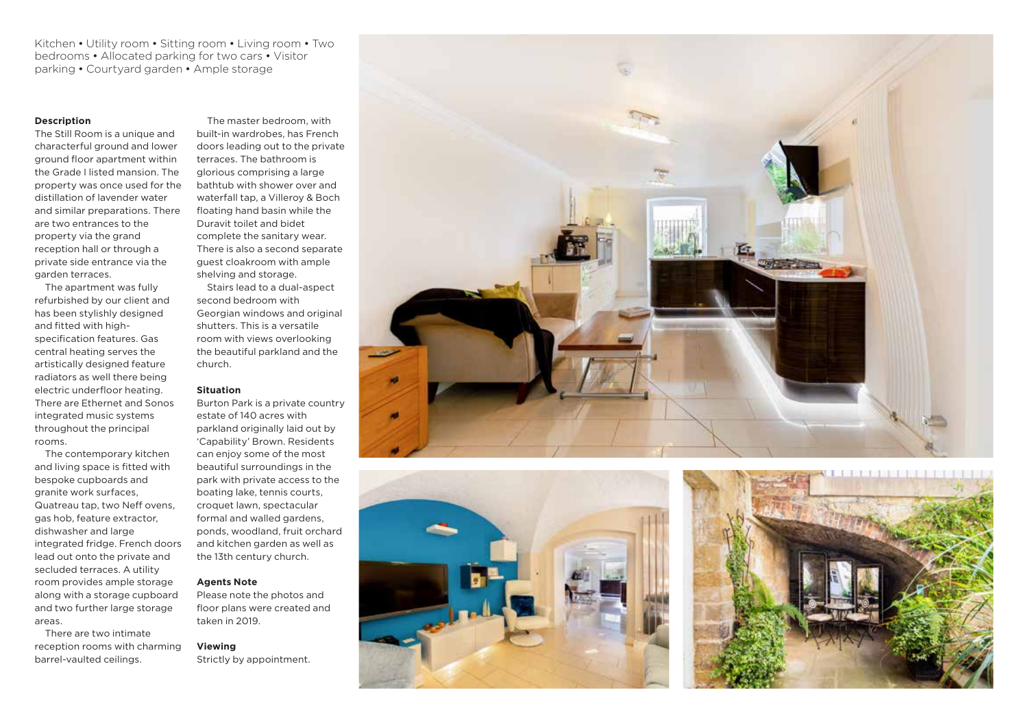Kitchen • Utility room • Sitting room • Living room • Two bedrooms • Allocated parking for two cars • Visitor parking • Courtyard garden • Ample storage

**Description**

The Still Room is a unique and characterful ground and lower ground floor apartment within the Grade I listed mansion. The property was once used for the distillation of lavender water and similar preparations. There are two entrances to the property via the grand reception hall or through a private side entrance via the garden terraces.

The apartment was fully refurbished by our client and has been stylishly designed and fitted with high-specification features. Gas central heating serves the artistically designed feature radiators as well there being electric underfloor heating. There are Ethernet and Sonos integrated music systems throughout the principal rooms.

The contemporary kitchen and living space is fitted with bespoke cupboards and granite work surfaces, Quatreau tap, two Neff ovens, gas hob, feature extractor, dishwasher and large integrated fridge. French doors lead out onto the private and secluded terraces. A utility room provides ample storage along with a storage cupboard and two further large storage areas.

There are two intimate reception rooms with charming barrel-vaulted ceilings.

The master bedroom, with built-in wardrobes, has French doors leading out to the private terraces. The bathroom is glorious comprising a large bathtub with shower over and waterfall tap, a Villeroy & Boch floating hand basin while the Duravit toilet and bidet complete the sanitary wear. There is also a second separate guest cloakroom with ample shelving and storage.

Stairs lead to a dual-aspect second bedroom with Georgian windows and original shutters. This is a versatile room with views overlooking the beautiful parkland and the church.

**Situation**

Burton Park is a private country estate of 140 acres with parkland originally laid out by 'Capability' Brown. Residents can enjoy some of the most beautiful surroundings in the park with private access to the boating lake, tennis courts, croquet lawn, spectacular formal and walled gardens, ponds, woodland, fruit orchard and kitchen garden as well as the 13th century church.

**Agents Note**

Please note the photos and floor plans were created and taken in 2019.

**Viewing**

Strictly by appointment.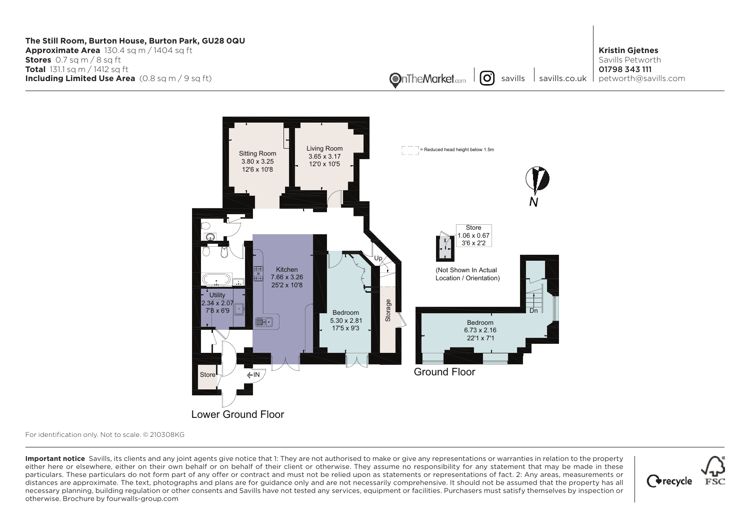**The Still Room, Burton House, Burton Park, GU28 0QU**
**Approximate Area** 130.4 sq m / 1404 sq ft
**Stores** 0.7 sq m / 8 sq ft
**Total** 131.1 sq m / 1412 sq ft
**Including Limited Use Area** (0.8 sq m / 9 sq ft)

OnTheMarket.com | savills | savills.co.uk

**Kristin Gjetnes**
Savills Petworth
**01798 343 111**
petworth@savills.com

Sitting Room
3.80 x 3.25
12'6 x 10'8

Living Room
3.65 x 3.17
12'0 x 10'5

= Reduced head height below 1.5m

N

Store
1.06 x 0.67
3'6 x 2'2

(Not Shown In Actual Location / Orientation)

Kitchen
7.66 x 3.26
25'2 x 10'8

Utility
2.34 x 2.07
7'8 x 6'9

Bedroom
5.30 x 2.81
17'5 x 9'3

Up

Storage

Store

IN

Lower Ground Floor

Bedroom
6.73 x 2.16
22'1 x 7'1

Dn

Ground Floor

For identification only. Not to scale. © 210308KG

**Important notice** Savills, its clients and any joint agents give notice that 1: They are not authorised to make or give any representations or warranties in relation to the property either here or elsewhere, either on their own behalf or on behalf of their client or otherwise. They assume no responsibility for any statement that may be made in these particulars. These particulars do not form part of any offer or contract and must not be relied upon as statements or representations of fact. 2: Any areas, measurements or distances are approximate. The text, photographs and plans are for guidance only and are not necessarily comprehensive. It should not be assumed that the property has all necessary planning, building regulation or other consents and Savills have not tested any services, equipment or facilities. Purchasers must satisfy themselves by inspection or otherwise. Brochure by fourwalls-group.com

recycle FSC